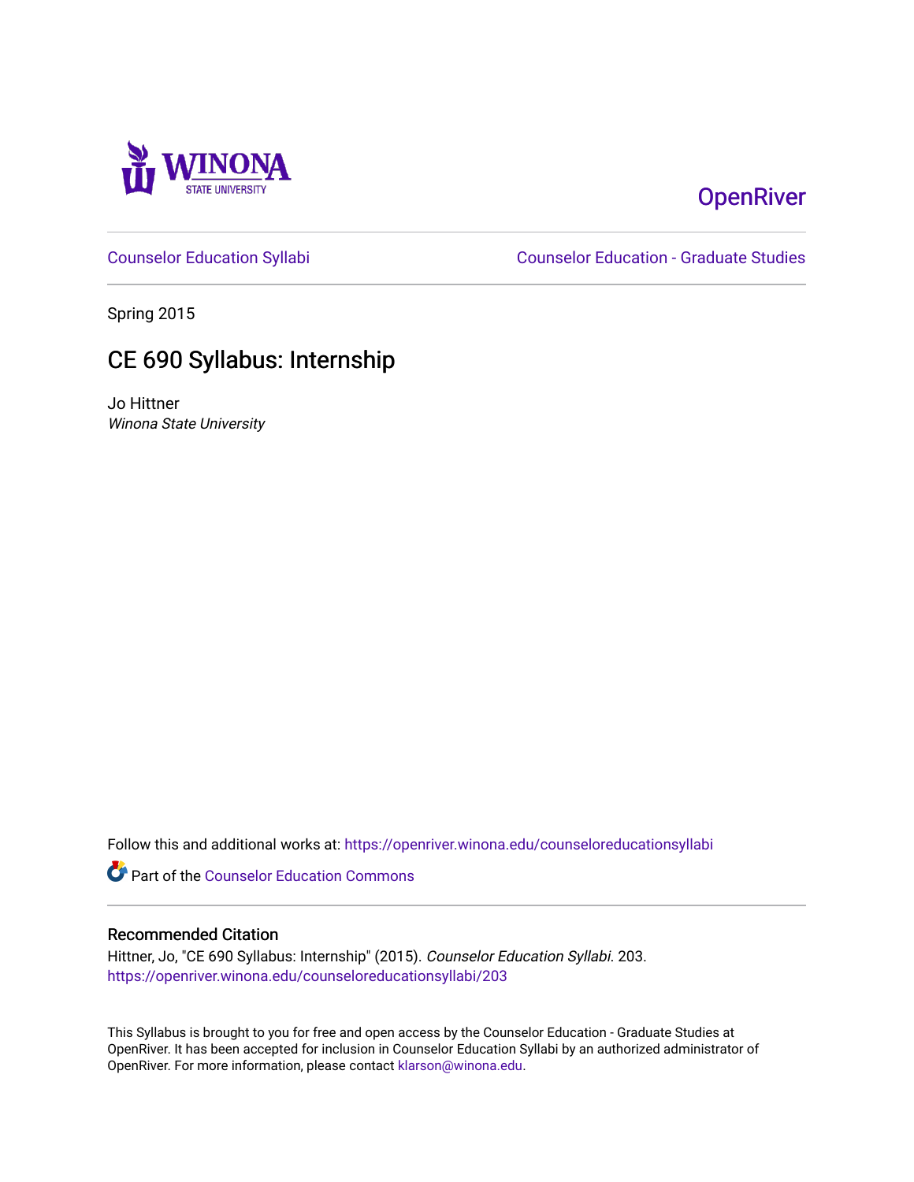WINONA STATE UNIVERSITY

OpenRiver

Counselor Education Syllabi

Counselor Education - Graduate Studies

Spring 2015

# CE 690 Syllabus: Internship

Jo Hittner
*Winona State University*

Follow this and additional works at: https://openriver.winona.edu/counseloreducationsyllabi

Part of the Counselor Education Commons

## Recommended Citation

Hittner, Jo, "CE 690 Syllabus: Internship" (2015). *Counselor Education Syllabi*. 203.
https://openriver.winona.edu/counseloreducationsyllabi/203

This Syllabus is brought to you for free and open access by the Counselor Education - Graduate Studies at OpenRiver. It has been accepted for inclusion in Counselor Education Syllabi by an authorized administrator of OpenRiver. For more information, please contact klarson@winona.edu.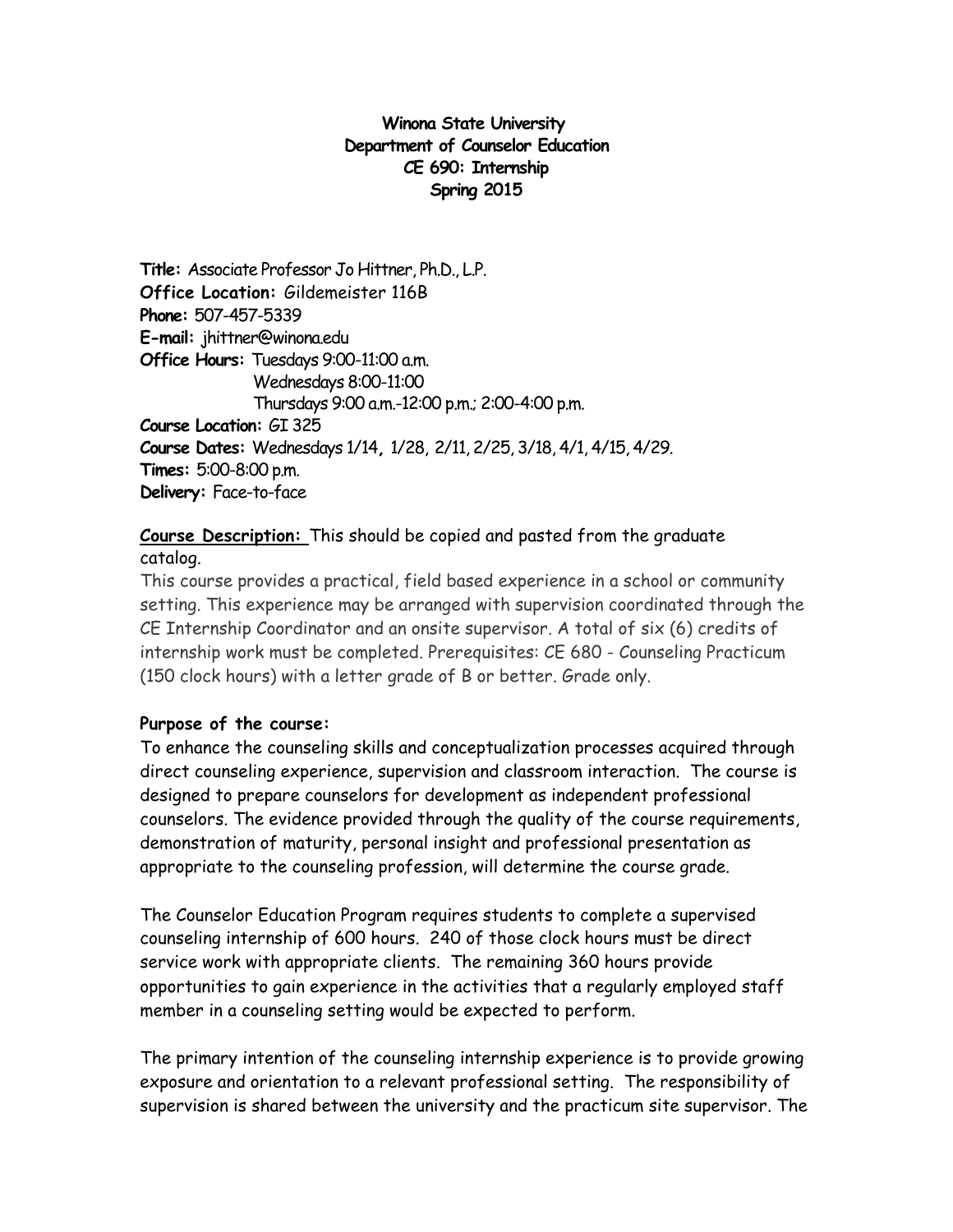**Winona State University**
**Department of Counselor Education**
**CE 690: Internship**
**Spring 2015**

**Title:** Associate Professor Jo Hittner, Ph.D., L.P.
**Office Location:** Gildemeister 116B
**Phone:** 507-457-5339
**E-mail:** jhittner@winona.edu
**Office Hours:** Tuesdays 9:00-11:00 a.m.
Wednesdays 8:00-11:00
Thursdays 9:00 a.m.-12:00 p.m.; 2:00-4:00 p.m.
**Course Location:** GI 325
**Course Dates:** Wednesdays 1/14, 1/28, 2/11, 2/25, 3/18, 4/1, 4/15, 4/29.
**Times:** 5:00-8:00 p.m.
**Delivery:** Face-to-face

**Course Description:** This should be copied and pasted from the graduate catalog.
This course provides a practical, field based experience in a school or community setting. This experience may be arranged with supervision coordinated through the CE Internship Coordinator and an onsite supervisor. A total of six (6) credits of internship work must be completed. Prerequisites: CE 680 - Counseling Practicum (150 clock hours) with a letter grade of B or better. Grade only.

**Purpose of the course:**
To enhance the counseling skills and conceptualization processes acquired through direct counseling experience, supervision and classroom interaction. The course is designed to prepare counselors for development as independent professional counselors. The evidence provided through the quality of the course requirements, demonstration of maturity, personal insight and professional presentation as appropriate to the counseling profession, will determine the course grade.

The Counselor Education Program requires students to complete a supervised counseling internship of 600 hours. 240 of those clock hours must be direct service work with appropriate clients. The remaining 360 hours provide opportunities to gain experience in the activities that a regularly employed staff member in a counseling setting would be expected to perform.

The primary intention of the counseling internship experience is to provide growing exposure and orientation to a relevant professional setting. The responsibility of supervision is shared between the university and the practicum site supervisor. The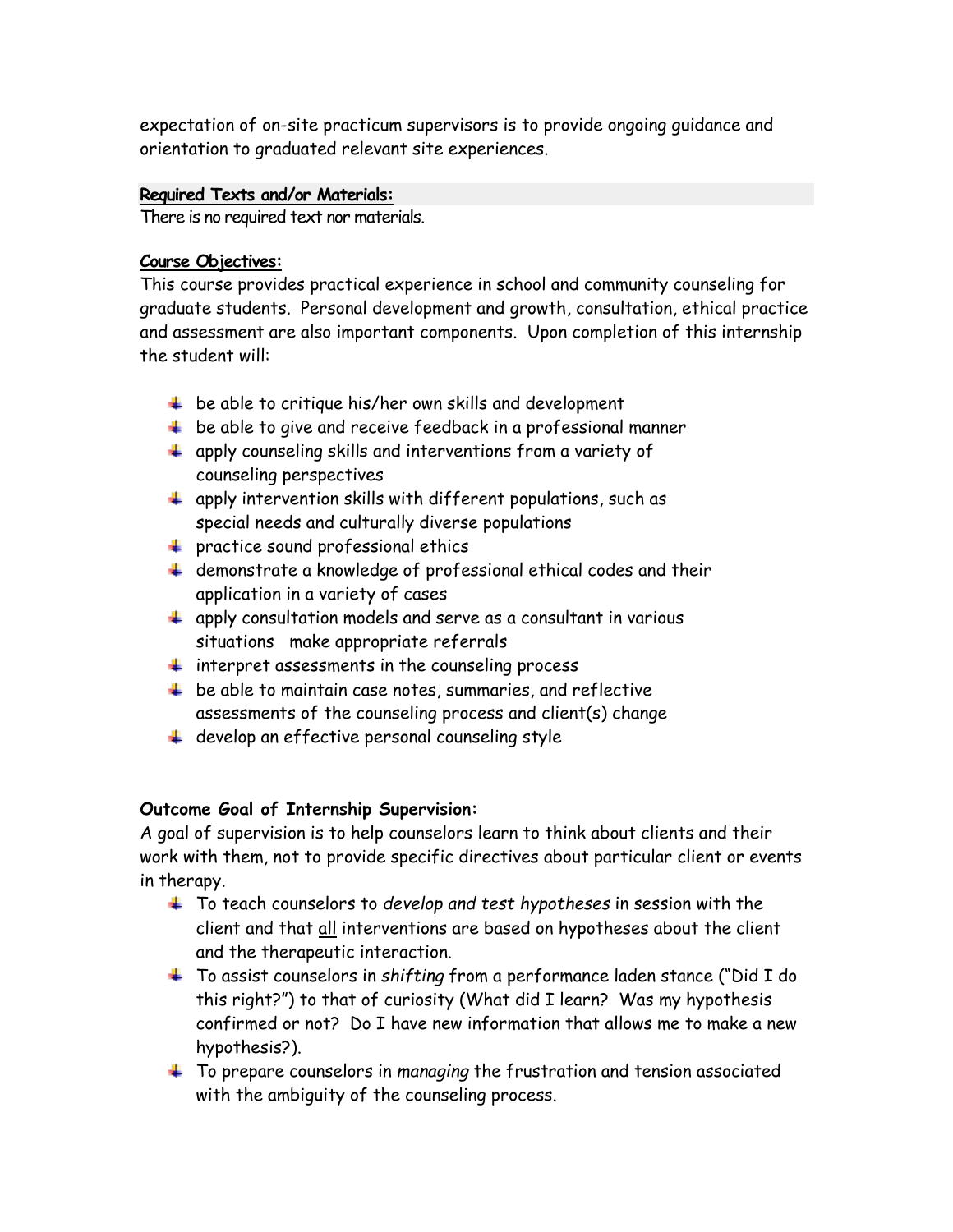expectation of on-site practicum supervisors is to provide ongoing guidance and orientation to graduated relevant site experiences.

**Required Texts and/or Materials:**

There is no required text nor materials.

**Course Objectives:**

This course provides practical experience in school and community counseling for graduate students. Personal development and growth, consultation, ethical practice and assessment are also important components. Upon completion of this internship the student will:

- be able to critique his/her own skills and development
- be able to give and receive feedback in a professional manner
- apply counseling skills and interventions from a variety of counseling perspectives
- apply intervention skills with different populations, such as special needs and culturally diverse populations
- practice sound professional ethics
- demonstrate a knowledge of professional ethical codes and their application in a variety of cases
- apply consultation models and serve as a consultant in various situations make appropriate referrals
- interpret assessments in the counseling process
- be able to maintain case notes, summaries, and reflective assessments of the counseling process and client(s) change
- develop an effective personal counseling style

**Outcome Goal of Internship Supervision:**

A goal of supervision is to help counselors learn to think about clients and their work with them, not to provide specific directives about particular client or events in therapy.

- To teach counselors to *develop and test hypotheses* in session with the client and that <u>all</u> interventions are based on hypotheses about the client and the therapeutic interaction.
- To assist counselors in *shifting* from a performance laden stance ("Did I do this right?") to that of curiosity (What did I learn? Was my hypothesis confirmed or not? Do I have new information that allows me to make a new hypothesis?).
- To prepare counselors in *managing* the frustration and tension associated with the ambiguity of the counseling process.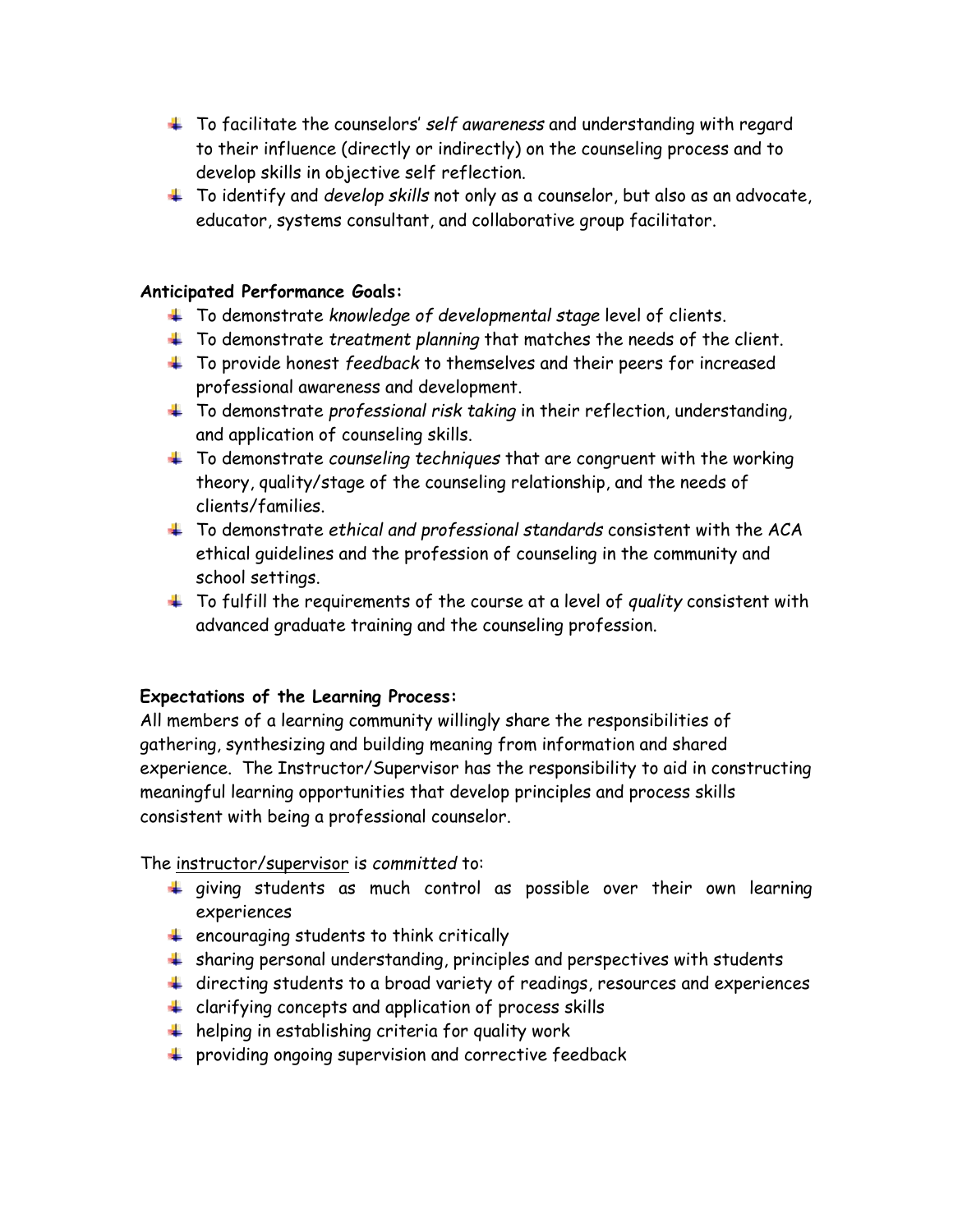- To facilitate the counselors' *self awareness* and understanding with regard to their influence (directly or indirectly) on the counseling process and to develop skills in objective self reflection.
- To identify and *develop skills* not only as a counselor, but also as an advocate, educator, systems consultant, and collaborative group facilitator.

**Anticipated Performance Goals:**

- To demonstrate *knowledge of developmental stage* level of clients.
- To demonstrate *treatment planning* that matches the needs of the client.
- To provide honest *feedback* to themselves and their peers for increased professional awareness and development.
- To demonstrate *professional risk taking* in their reflection, understanding, and application of counseling skills.
- To demonstrate *counseling techniques* that are congruent with the working theory, quality/stage of the counseling relationship, and the needs of clients/families.
- To demonstrate *ethical and professional standards* consistent with the ACA ethical guidelines and the profession of counseling in the community and school settings.
- To fulfill the requirements of the course at a level of *quality* consistent with advanced graduate training and the counseling profession.

**Expectations of the Learning Process:**

All members of a learning community willingly share the responsibilities of gathering, synthesizing and building meaning from information and shared experience. The Instructor/Supervisor has the responsibility to aid in constructing meaningful learning opportunities that develop principles and process skills consistent with being a professional counselor.

The <u>instructor/supervisor</u> is *committed* to:

- giving students as much control as possible over their own learning experiences
- encouraging students to think critically
- sharing personal understanding, principles and perspectives with students
- directing students to a broad variety of readings, resources and experiences
- clarifying concepts and application of process skills
- helping in establishing criteria for quality work
- providing ongoing supervision and corrective feedback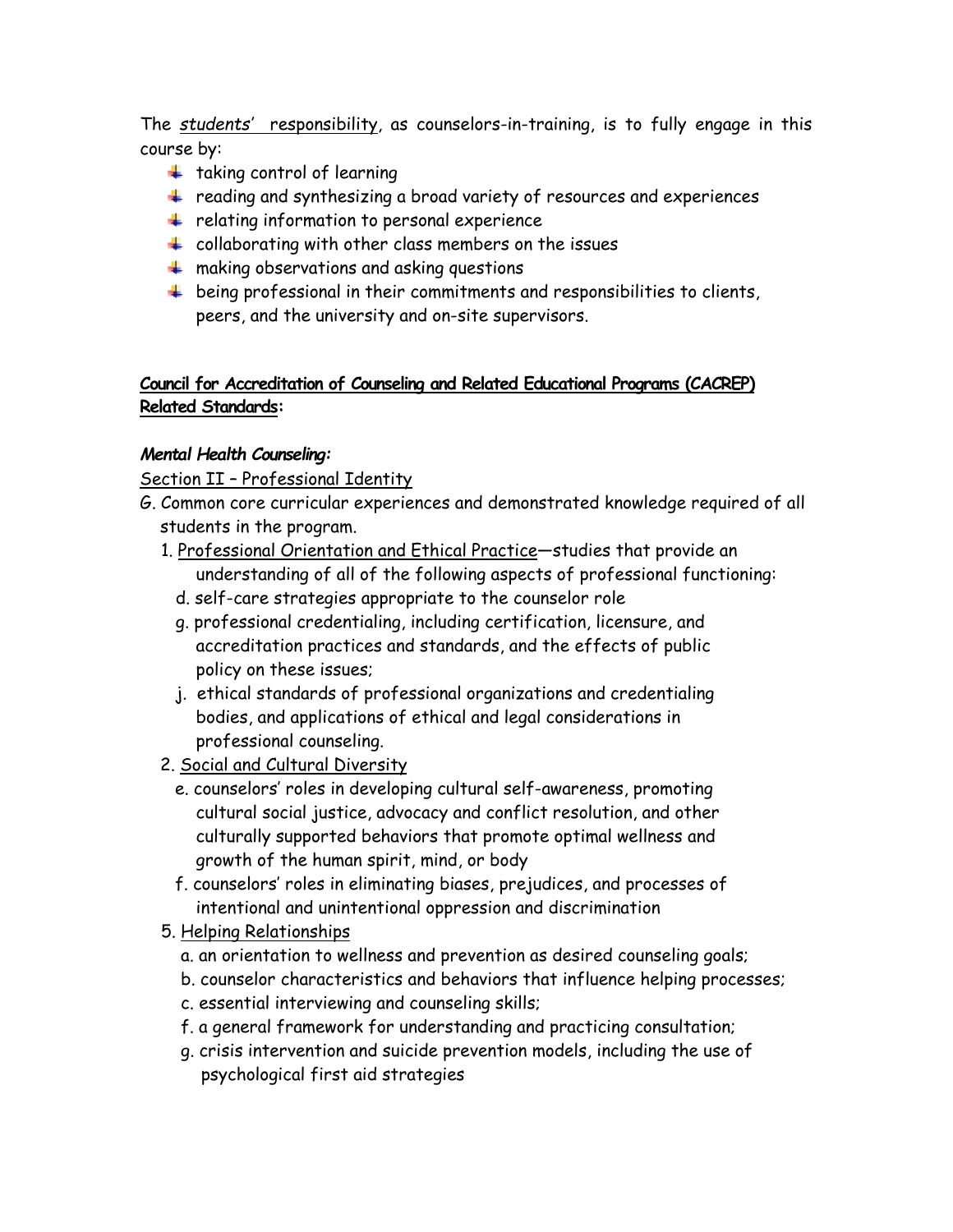The *students' responsibility*, as counselors-in-training, is to fully engage in this course by:

- taking control of learning
- reading and synthesizing a broad variety of resources and experiences
- relating information to personal experience
- collaborating with other class members on the issues
- making observations and asking questions
- being professional in their commitments and responsibilities to clients, peers, and the university and on-site supervisors.

**Council for Accreditation of Counseling and Related Educational Programs (CACREP) Related Standards:**

***Mental Health Counseling:***

Section II – Professional Identity

G. Common core curricular experiences and demonstrated knowledge required of all students in the program.

1. Professional Orientation and Ethical Practice—studies that provide an understanding of all of the following aspects of professional functioning:
   - d. self-care strategies appropriate to the counselor role
   - g. professional credentialing, including certification, licensure, and accreditation practices and standards, and the effects of public policy on these issues;
   - j. ethical standards of professional organizations and credentialing bodies, and applications of ethical and legal considerations in professional counseling.
2. Social and Cultural Diversity
   - e. counselors' roles in developing cultural self-awareness, promoting cultural social justice, advocacy and conflict resolution, and other culturally supported behaviors that promote optimal wellness and growth of the human spirit, mind, or body
   - f. counselors' roles in eliminating biases, prejudices, and processes of intentional and unintentional oppression and discrimination
5. Helping Relationships
   - a. an orientation to wellness and prevention as desired counseling goals;
   - b. counselor characteristics and behaviors that influence helping processes;
   - c. essential interviewing and counseling skills;
   - f. a general framework for understanding and practicing consultation;
   - g. crisis intervention and suicide prevention models, including the use of psychological first aid strategies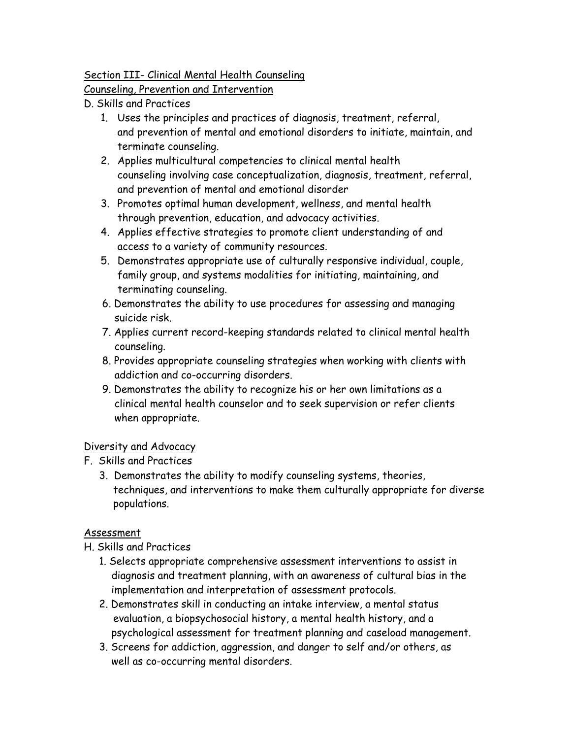<u>Section III- Clinical Mental Health Counseling</u>

<u>Counseling, Prevention and Intervention</u>

D. Skills and Practices

1. Uses the principles and practices of diagnosis, treatment, referral, and prevention of mental and emotional disorders to initiate, maintain, and terminate counseling.
2. Applies multicultural competencies to clinical mental health counseling involving case conceptualization, diagnosis, treatment, referral, and prevention of mental and emotional disorder
3. Promotes optimal human development, wellness, and mental health through prevention, education, and advocacy activities.
4. Applies effective strategies to promote client understanding of and access to a variety of community resources.
5. Demonstrates appropriate use of culturally responsive individual, couple, family group, and systems modalities for initiating, maintaining, and terminating counseling.
6. Demonstrates the ability to use procedures for assessing and managing suicide risk.
7. Applies current record-keeping standards related to clinical mental health counseling.
8. Provides appropriate counseling strategies when working with clients with addiction and co-occurring disorders.
9. Demonstrates the ability to recognize his or her own limitations as a clinical mental health counselor and to seek supervision or refer clients when appropriate.

<u>Diversity and Advocacy</u>

F. Skills and Practices

3. Demonstrates the ability to modify counseling systems, theories, techniques, and interventions to make them culturally appropriate for diverse populations.

<u>Assessment</u>

H. Skills and Practices

1. Selects appropriate comprehensive assessment interventions to assist in diagnosis and treatment planning, with an awareness of cultural bias in the implementation and interpretation of assessment protocols.
2. Demonstrates skill in conducting an intake interview, a mental status evaluation, a biopsychosocial history, a mental health history, and a psychological assessment for treatment planning and caseload management.
3. Screens for addiction, aggression, and danger to self and/or others, as well as co-occurring mental disorders.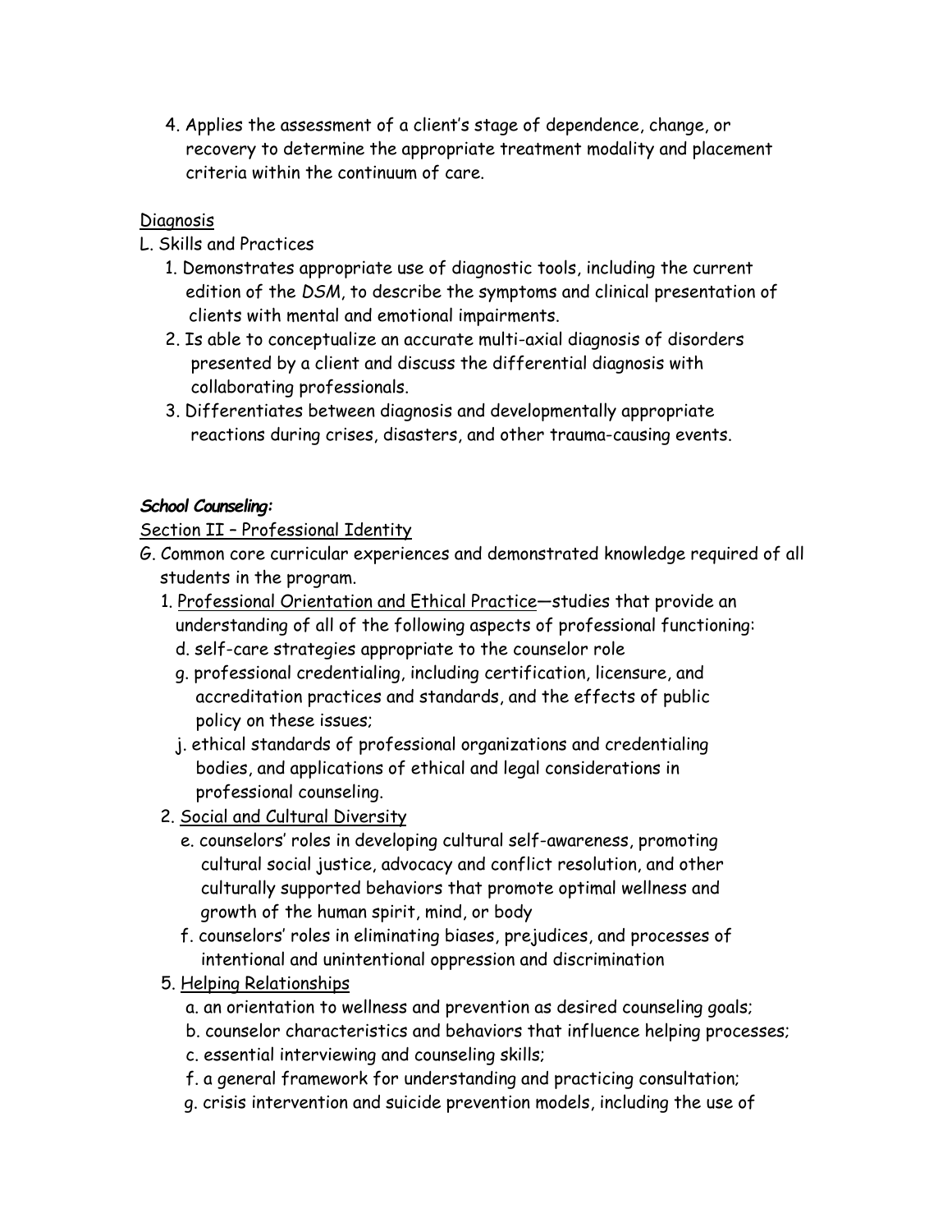4. Applies the assessment of a client's stage of dependence, change, or recovery to determine the appropriate treatment modality and placement criteria within the continuum of care.

<u>Diagnosis</u>

L. Skills and Practices

1. Demonstrates appropriate use of diagnostic tools, including the current edition of the *DSM*, to describe the symptoms and clinical presentation of clients with mental and emotional impairments.
2. Is able to conceptualize an accurate multi-axial diagnosis of disorders presented by a client and discuss the differential diagnosis with collaborating professionals.
3. Differentiates between diagnosis and developmentally appropriate reactions during crises, disasters, and other trauma-causing events.

***School Counseling:***

<u>Section II – Professional Identity</u>

G. Common core curricular experiences and demonstrated knowledge required of all students in the program.

1. <u>Professional Orientation and Ethical Practice</u>—studies that provide an understanding of all of the following aspects of professional functioning:
   - d. self-care strategies appropriate to the counselor role
   - g. professional credentialing, including certification, licensure, and accreditation practices and standards, and the effects of public policy on these issues;
   - j. ethical standards of professional organizations and credentialing bodies, and applications of ethical and legal considerations in professional counseling.
2. <u>Social and Cultural Diversity</u>
   - e. counselors' roles in developing cultural self-awareness, promoting cultural social justice, advocacy and conflict resolution, and other culturally supported behaviors that promote optimal wellness and growth of the human spirit, mind, or body
   - f. counselors' roles in eliminating biases, prejudices, and processes of intentional and unintentional oppression and discrimination
5. <u>Helping Relationships</u>
   - a. an orientation to wellness and prevention as desired counseling goals;
   - b. counselor characteristics and behaviors that influence helping processes;
   - c. essential interviewing and counseling skills;
   - f. a general framework for understanding and practicing consultation;
   - g. crisis intervention and suicide prevention models, including the use of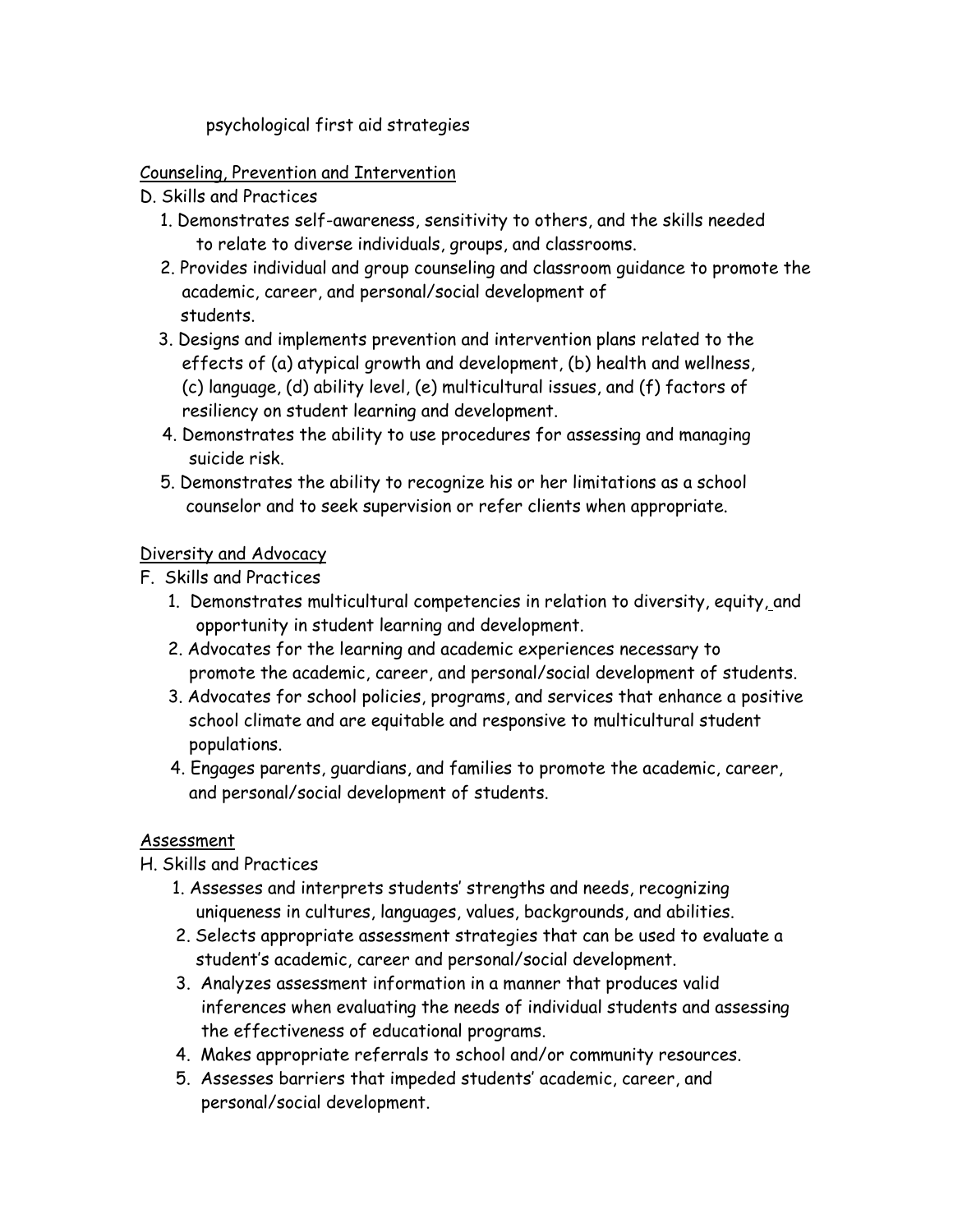psychological first aid strategies

Counseling, Prevention and Intervention

D. Skills and Practices

1. Demonstrates self-awareness, sensitivity to others, and the skills needed to relate to diverse individuals, groups, and classrooms.
2. Provides individual and group counseling and classroom guidance to promote the academic, career, and personal/social development of students.
3. Designs and implements prevention and intervention plans related to the effects of (a) atypical growth and development, (b) health and wellness, (c) language, (d) ability level, (e) multicultural issues, and (f) factors of resiliency on student learning and development.
4. Demonstrates the ability to use procedures for assessing and managing suicide risk.
5. Demonstrates the ability to recognize his or her limitations as a school counselor and to seek supervision or refer clients when appropriate.

Diversity and Advocacy

F. Skills and Practices

1. Demonstrates multicultural competencies in relation to diversity, equity, and opportunity in student learning and development.
2. Advocates for the learning and academic experiences necessary to promote the academic, career, and personal/social development of students.
3. Advocates for school policies, programs, and services that enhance a positive school climate and are equitable and responsive to multicultural student populations.
4. Engages parents, guardians, and families to promote the academic, career, and personal/social development of students.

Assessment

H. Skills and Practices

1. Assesses and interprets students' strengths and needs, recognizing uniqueness in cultures, languages, values, backgrounds, and abilities.
2. Selects appropriate assessment strategies that can be used to evaluate a student's academic, career and personal/social development.
3. Analyzes assessment information in a manner that produces valid inferences when evaluating the needs of individual students and assessing the effectiveness of educational programs.
4. Makes appropriate referrals to school and/or community resources.
5. Assesses barriers that impeded students' academic, career, and personal/social development.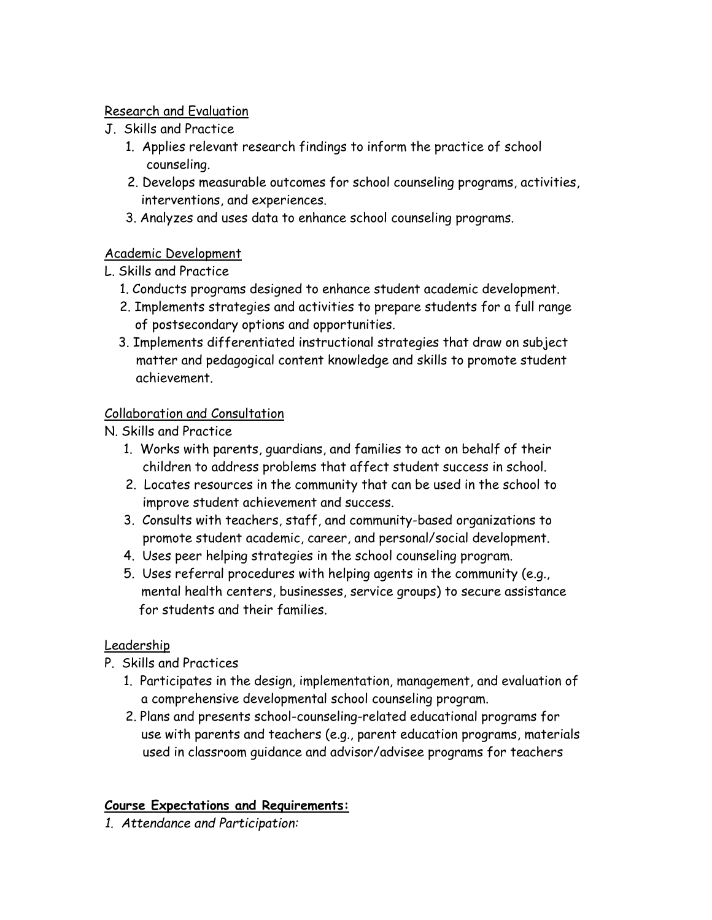<u>Research and Evaluation</u>

J. Skills and Practice

1. Applies relevant research findings to inform the practice of school counseling.
2. Develops measurable outcomes for school counseling programs, activities, interventions, and experiences.
3. Analyzes and uses data to enhance school counseling programs.

<u>Academic Development</u>

L. Skills and Practice

1. Conducts programs designed to enhance student academic development.
2. Implements strategies and activities to prepare students for a full range of postsecondary options and opportunities.
3. Implements differentiated instructional strategies that draw on subject matter and pedagogical content knowledge and skills to promote student achievement.

<u>Collaboration and Consultation</u>

N. Skills and Practice

1. Works with parents, guardians, and families to act on behalf of their children to address problems that affect student success in school.
2. Locates resources in the community that can be used in the school to improve student achievement and success.
3. Consults with teachers, staff, and community-based organizations to promote student academic, career, and personal/social development.
4. Uses peer helping strategies in the school counseling program.
5. Uses referral procedures with helping agents in the community (e.g., mental health centers, businesses, service groups) to secure assistance for students and their families.

<u>Leadership</u>

P. Skills and Practices

1. Participates in the design, implementation, management, and evaluation of a comprehensive developmental school counseling program.
2. Plans and presents school-counseling-related educational programs for use with parents and teachers (e.g., parent education programs, materials used in classroom guidance and advisor/advisee programs for teachers

**<u>Course Expectations and Requirements:</u>**

1. *Attendance and Participation:*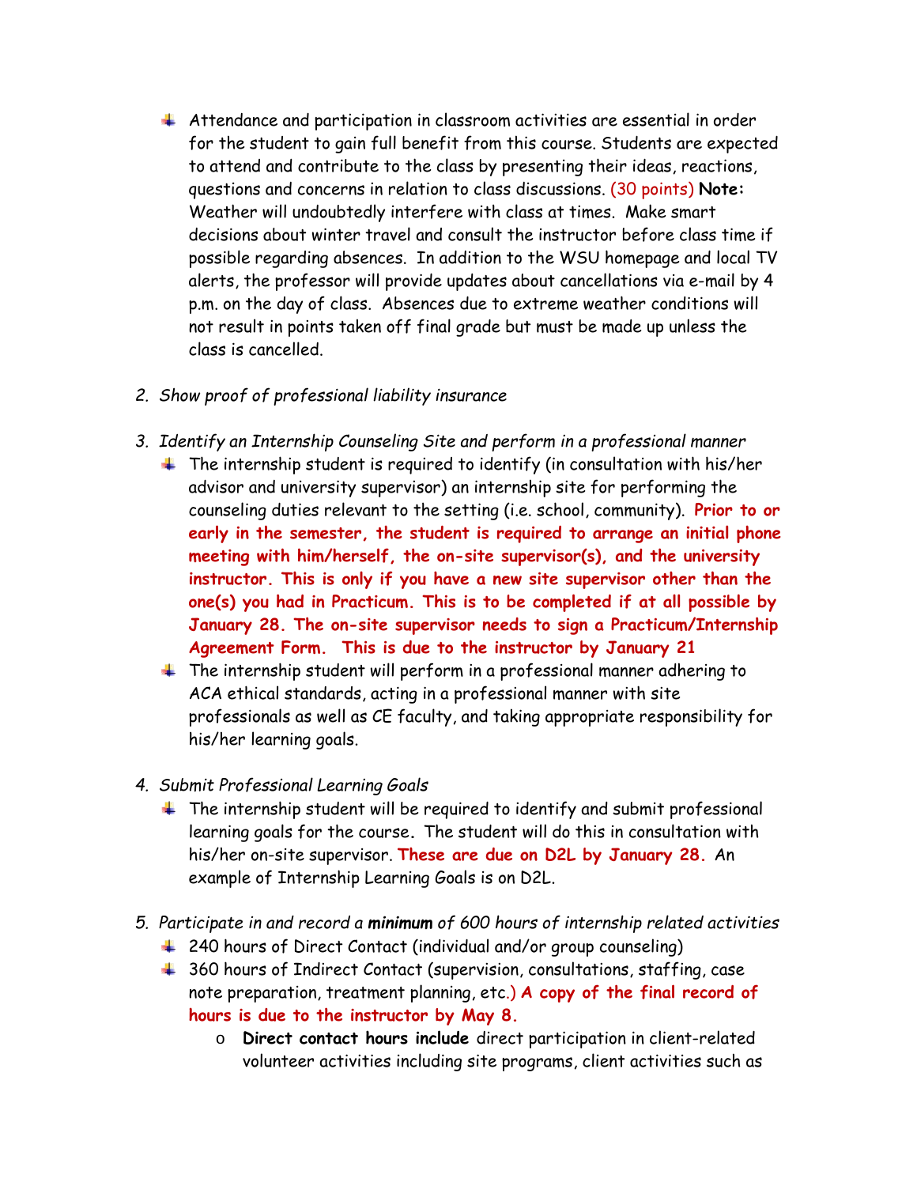- Attendance and participation in classroom activities are essential in order for the student to gain full benefit from this course. Students are expected to attend and contribute to the class by presenting their ideas, reactions, questions and concerns in relation to class discussions. (30 points) **Note:** Weather will undoubtedly interfere with class at times. Make smart decisions about winter travel and consult the instructor before class time if possible regarding absences. In addition to the WSU homepage and local TV alerts, the professor will provide updates about cancellations via e-mail by 4 p.m. on the day of class. Absences due to extreme weather conditions will not result in points taken off final grade but must be made up unless the class is cancelled.

2. *Show proof of professional liability insurance*

3. *Identify an Internship Counseling Site and perform in a professional manner*
   - The internship student is required to identify (in consultation with his/her advisor and university supervisor) an internship site for performing the counseling duties relevant to the setting (i.e. school, community). **Prior to or early in the semester, the student is required to arrange an initial phone meeting with him/herself, the on-site supervisor(s), and the university instructor. This is only if you have a new site supervisor other than the one(s) you had in Practicum. This is to be completed if at all possible by January 28. The on-site supervisor needs to sign a Practicum/Internship Agreement Form. This is due to the instructor by January 21**
   - The internship student will perform in a professional manner adhering to ACA ethical standards, acting in a professional manner with site professionals as well as CE faculty, and taking appropriate responsibility for his/her learning goals.

4. *Submit Professional Learning Goals*
   - The internship student will be required to identify and submit professional learning goals for the course**.** The student will do this in consultation with his/her on-site supervisor. **These are due on D2L by January 28.** An example of Internship Learning Goals is on D2L.

5. *Participate in and record a **minimum** of 600 hours of internship related activities*
   - 240 hours of Direct Contact (individual and/or group counseling)
   - 360 hours of Indirect Contact (supervision, consultations, staffing, case note preparation, treatment planning, etc.) **A copy of the final record of hours is due to the instructor by May 8.**
     - **Direct contact hours include** direct participation in client-related volunteer activities including site programs, client activities such as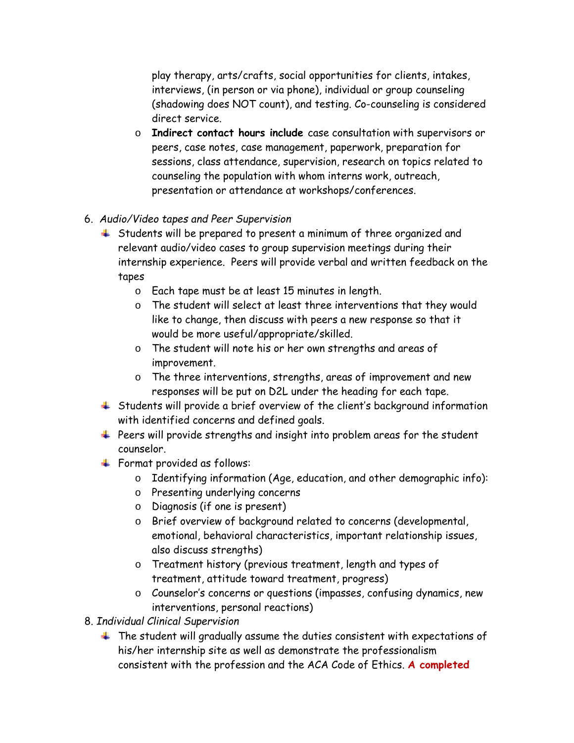play therapy, arts/crafts, social opportunities for clients, intakes, interviews, (in person or via phone), individual or group counseling (shadowing does NOT count), and testing. Co-counseling is considered direct service.
   - **Indirect contact hours include** case consultation with supervisors or peers, case notes, case management, paperwork, preparation for sessions, class attendance, supervision, research on topics related to counseling the population with whom interns work, outreach, presentation or attendance at workshops/conferences.

6. *Audio/Video tapes and Peer Supervision*
   - Students will be prepared to present a minimum of three organized and relevant audio/video cases to group supervision meetings during their internship experience. Peers will provide verbal and written feedback on the tapes
     - Each tape must be at least 15 minutes in length.
     - The student will select at least three interventions that they would like to change, then discuss with peers a new response so that it would be more useful/appropriate/skilled.
     - The student will note his or her own strengths and areas of improvement.
     - The three interventions, strengths, areas of improvement and new responses will be put on D2L under the heading for each tape.
   - Students will provide a brief overview of the client's background information with identified concerns and defined goals.
   - Peers will provide strengths and insight into problem areas for the student counselor.
   - Format provided as follows:
     - Identifying information (Age, education, and other demographic info):
     - Presenting underlying concerns
     - Diagnosis (if one is present)
     - Brief overview of background related to concerns (developmental, emotional, behavioral characteristics, important relationship issues, also discuss strengths)
     - Treatment history (previous treatment, length and types of treatment, attitude toward treatment, progress)
     - Counselor's concerns or questions (impasses, confusing dynamics, new interventions, personal reactions)

8. *Individual Clinical Supervision*
   - The student will gradually assume the duties consistent with expectations of his/her internship site as well as demonstrate the professionalism consistent with the profession and the ACA Code of Ethics. **A completed**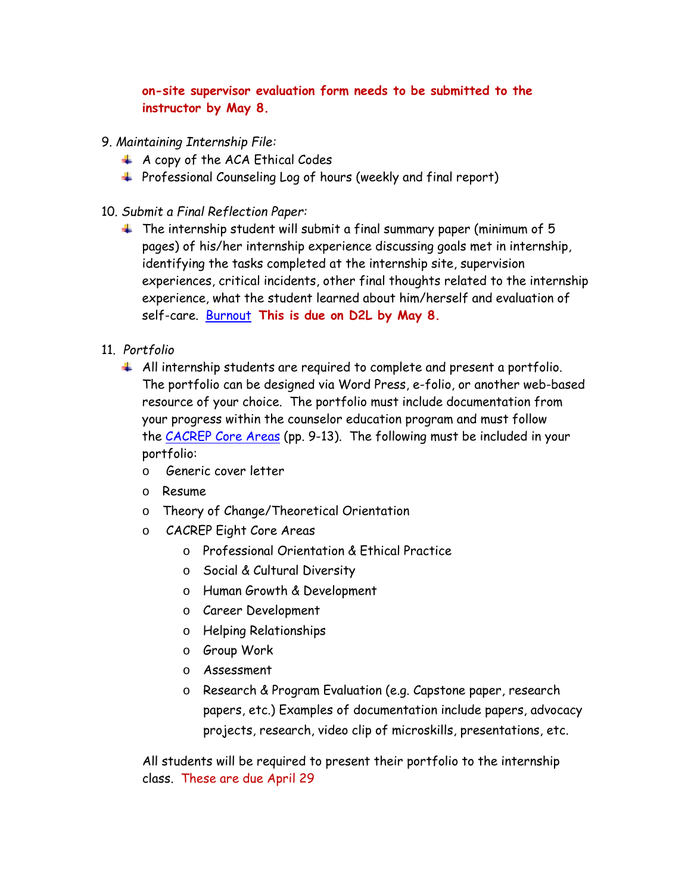**on-site supervisor evaluation form needs to be submitted to the instructor by May 8.**

9. *Maintaining Internship File:*
   - A copy of the ACA Ethical Codes
   - Professional Counseling Log of hours (weekly and final report)

10. *Submit a Final Reflection Paper:*
    - The internship student will submit a final summary paper (minimum of 5 pages) of his/her internship experience discussing goals met in internship, identifying the tasks completed at the internship site, supervision experiences, critical incidents, other final thoughts related to the internship experience, what the student learned about him/herself and evaluation of self-care. Burnout **This is due on D2L by May 8.**

11. *Portfolio*
    - All internship students are required to complete and present a portfolio. The portfolio can be designed via Word Press, e-folio, or another web-based resource of your choice. The portfolio must include documentation from your progress within the counselor education program and must follow the CACREP Core Areas (pp. 9-13). The following must be included in your portfolio:
      - Generic cover letter
      - Resume
      - Theory of Change/Theoretical Orientation
      - CACREP Eight Core Areas
        - Professional Orientation & Ethical Practice
        - Social & Cultural Diversity
        - Human Growth & Development
        - Career Development
        - Helping Relationships
        - Group Work
        - Assessment
        - Research & Program Evaluation (e.g. Capstone paper, research papers, etc.) Examples of documentation include papers, advocacy projects, research, video clip of microskills, presentations, etc.

    All students will be required to present their portfolio to the internship class. These are due April 29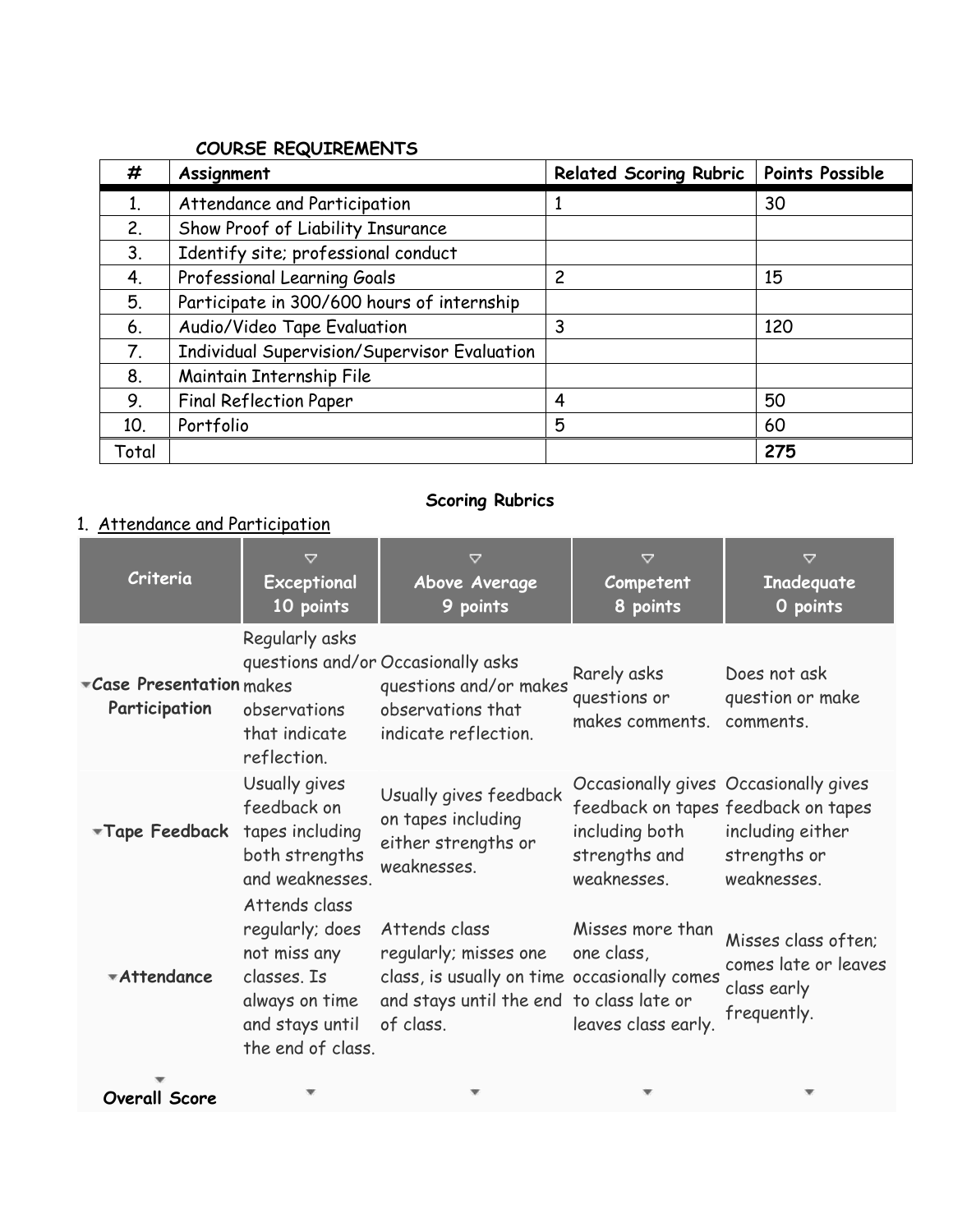## COURSE REQUIREMENTS

| # | Assignment | Related Scoring Rubric | Points Possible |
|---|---|---|---|
| 1. | Attendance and Participation | 1 | 30 |
| 2. | Show Proof of Liability Insurance | | |
| 3. | Identify site; professional conduct | | |
| 4. | Professional Learning Goals | 2 | 15 |
| 5. | Participate in 300/600 hours of internship | | |
| 6. | Audio/Video Tape Evaluation | 3 | 120 |
| 7. | Individual Supervision/Supervisor Evaluation | | |
| 8. | Maintain Internship File | | |
| 9. | Final Reflection Paper | 4 | 50 |
| 10. | Portfolio | 5 | 60 |
| Total | | | **275** |

## Scoring Rubrics

1. Attendance and Participation

| Criteria | Exceptional 10 points | Above Average 9 points | Competent 8 points | Inadequate 0 points |
|---|---|---|---|---|
| **Case Presentation Participation** | Regularly asks questions and/or makes observations that indicate reflection. | Occasionally asks questions and/or makes observations that indicate reflection. | Rarely asks questions or makes comments. | Does not ask question or make comments. |
| **Tape Feedback** | Usually gives feedback on tapes including both strengths and weaknesses. | Usually gives feedback on tapes including either strengths or weaknesses. | Occasionally gives feedback on tapes including both strengths and weaknesses. | Occasionally gives feedback on tapes including either strengths or weaknesses. |
| **Attendance** | Attends class regularly; does not miss any classes. Is always on time and stays until the end of class. | Attends class regularly; misses one class, is usually on time and stays until the end of class. | Misses more than one class, occasionally comes to class late or leaves class early. | Misses class often; comes late or leaves class early frequently. |
| **Overall Score** | | | | |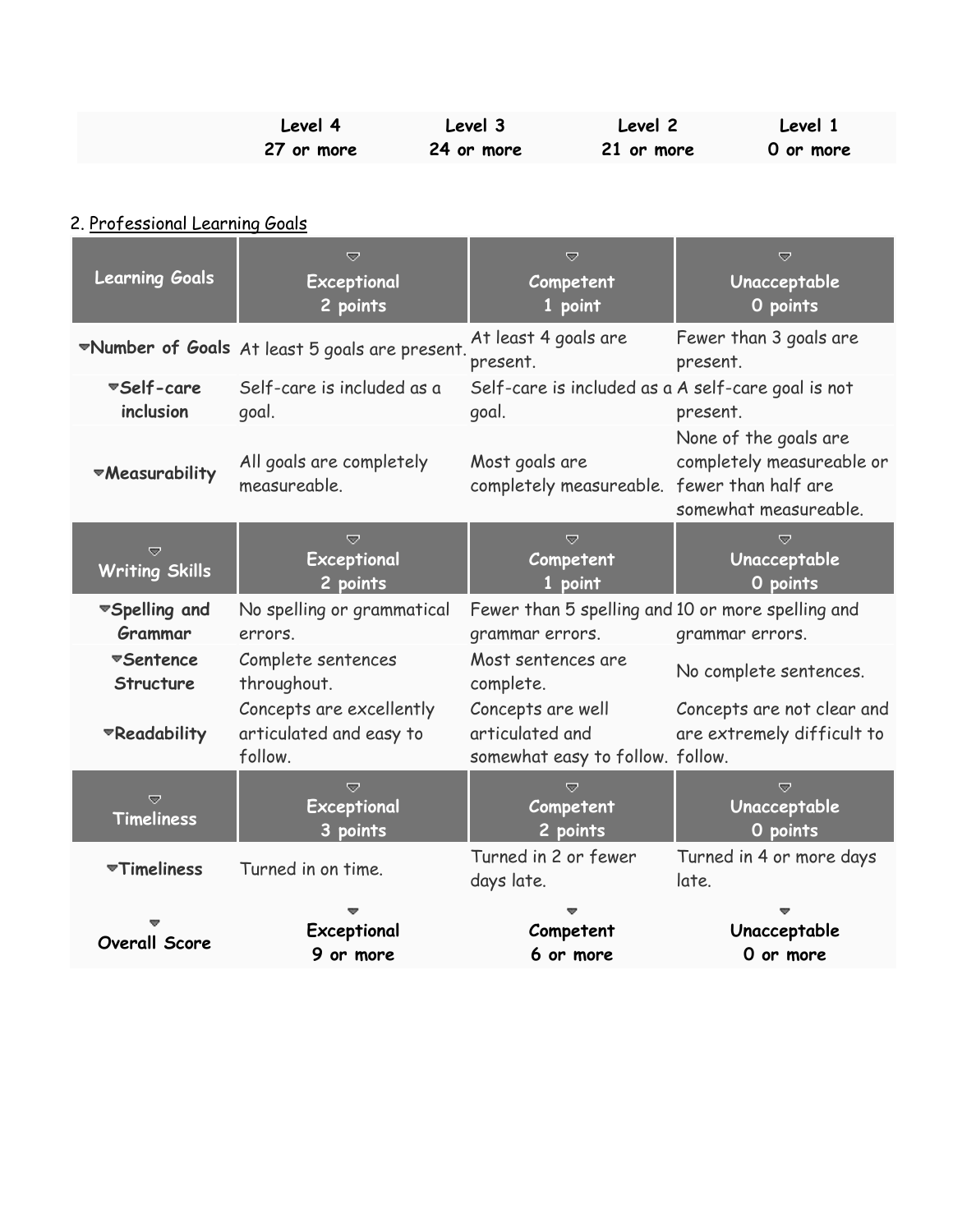| | Level 4 | Level 3 | Level 2 | Level 1 |
|---|---|---|---|---|
| | 27 or more | 24 or more | 21 or more | 0 or more |

2. Professional Learning Goals

| Learning Goals | Exceptional 2 points | Competent 1 point | Unacceptable 0 points |
|---|---|---|---|
| Number of Goals | At least 5 goals are present. | At least 4 goals are present. | Fewer than 3 goals are present. |
| Self-care inclusion | Self-care is included as a goal. | Self-care is included as a goal. | A self-care goal is not present. |
| Measurability | All goals are completely measureable. | Most goals are completely measureable. | None of the goals are completely measureable or fewer than half are somewhat measureable. |
| **Writing Skills** | **Exceptional 2 points** | **Competent 1 point** | **Unacceptable 0 points** |
| Spelling and Grammar | No spelling or grammatical errors. | Fewer than 5 spelling and grammar errors. | 10 or more spelling and grammar errors. |
| Sentence Structure | Complete sentences throughout. | Most sentences are complete. | No complete sentences. |
| Readability | Concepts are excellently articulated and easy to follow. | Concepts are well articulated and somewhat easy to follow. | Concepts are not clear and are extremely difficult to follow. |
| **Timeliness** | **Exceptional 3 points** | **Competent 2 points** | **Unacceptable 0 points** |
| Timeliness | Turned in on time. | Turned in 2 or fewer days late. | Turned in 4 or more days late. |
| **Overall Score** | **Exceptional 9 or more** | **Competent 6 or more** | **Unacceptable 0 or more** |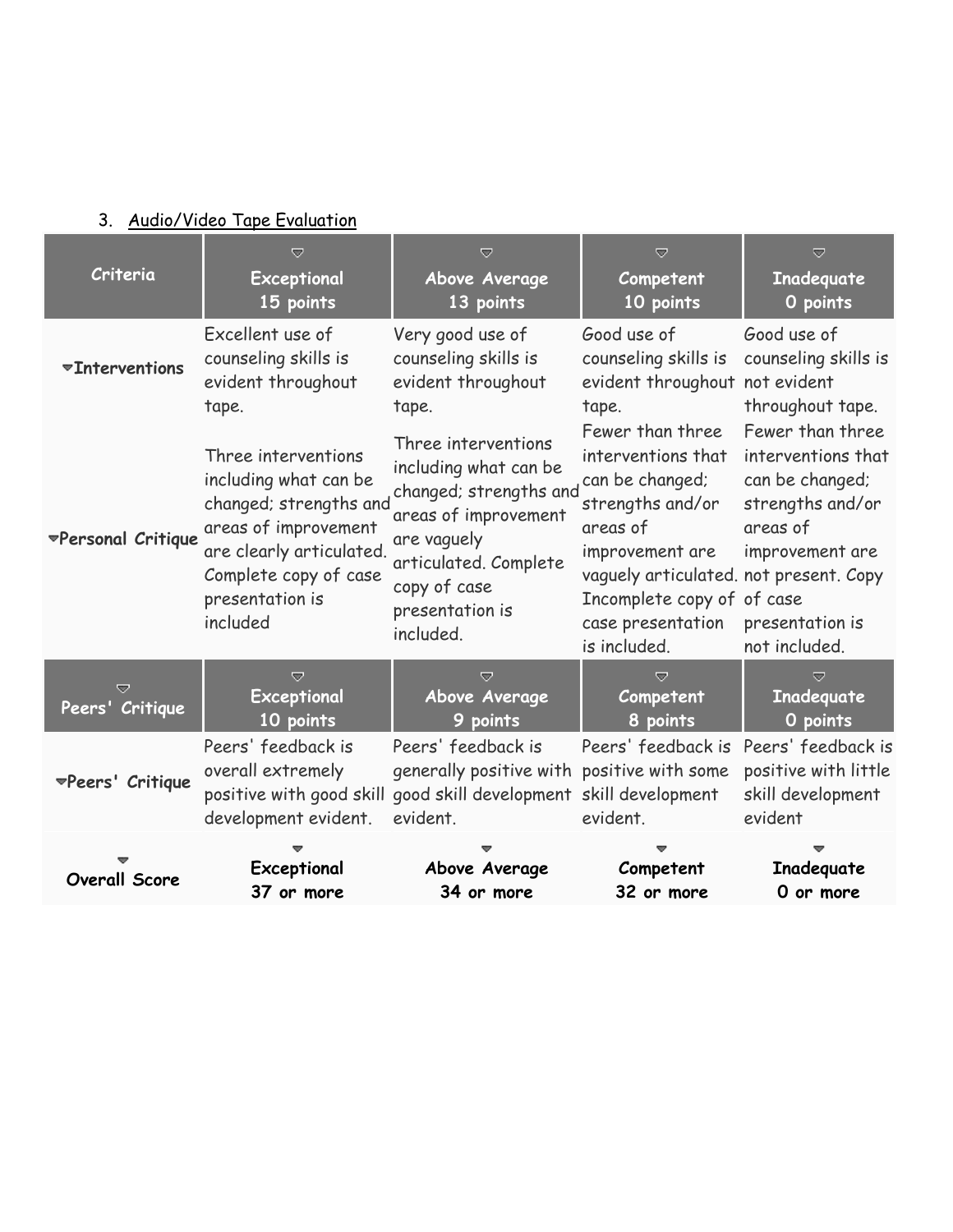3. Audio/Video Tape Evaluation

| Criteria | Exceptional 15 points | Above Average 13 points | Competent 10 points | Inadequate 0 points |
|---|---|---|---|---|
| **Interventions** | Excellent use of counseling skills is evident throughout tape. | Very good use of counseling skills is evident throughout tape. | Good use of counseling skills is evident throughout tape. | Good use of counseling skills is not evident throughout tape. |
| **Personal Critique** | Three interventions including what can be changed; strengths and areas of improvement are clearly articulated. Complete copy of case presentation is included | Three interventions including what can be changed; strengths and areas of improvement are vaguely articulated. Complete copy of case presentation is included. | Fewer than three interventions that can be changed; strengths and/or areas of improvement are vaguely articulated. Incomplete copy of case presentation is included. | Fewer than three interventions that can be changed; strengths and/or areas of improvement are not present. Copy of case presentation is not included. |
| **Peers' Critique** | **Exceptional 10 points** | **Above Average 9 points** | **Competent 8 points** | **Inadequate 0 points** |
| **Peers' Critique** | Peers' feedback is overall extremely positive with good skill development evident. | Peers' feedback is generally positive with good skill development evident. | Peers' feedback is positive with some skill development evident. | Peers' feedback is positive with little skill development evident |
| **Overall Score** | **Exceptional 37 or more** | **Above Average 34 or more** | **Competent 32 or more** | **Inadequate 0 or more** |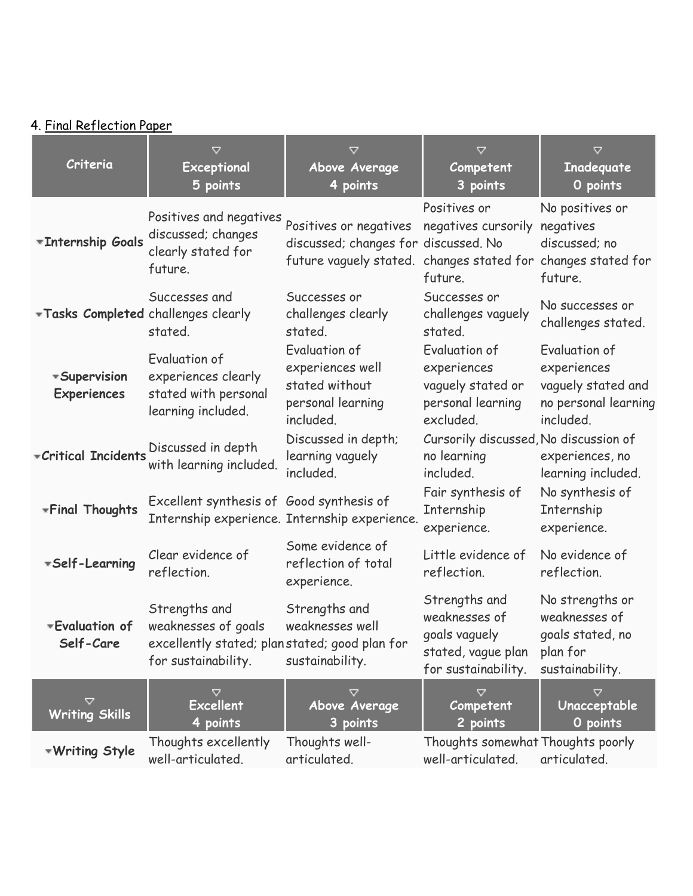4. Final Reflection Paper

| Criteria | Exceptional 5 points | Above Average 4 points | Competent 3 points | Inadequate 0 points |
|---|---|---|---|---|
| Internship Goals | Positives and negatives discussed; changes clearly stated for future. | Positives or negatives discussed; changes for future vaguely stated. | Positives or negatives cursorily discussed. No changes stated for future. | No positives or negatives discussed; no changes stated for future. |
| Tasks Completed | Successes and challenges clearly stated. | Successes or challenges clearly stated. | Successes or challenges vaguely stated. | No successes or challenges stated. |
| Supervision Experiences | Evaluation of experiences clearly stated with personal learning included. | Evaluation of experiences well stated without personal learning included. | Evaluation of experiences vaguely stated or personal learning excluded. | Evaluation of experiences vaguely stated and no personal learning included. |
| Critical Incidents | Discussed in depth with learning included. | Discussed in depth; learning vaguely included. | Cursorily discussed, no learning included. | No discussion of experiences, no learning included. |
| Final Thoughts | Excellent synthesis of Internship experience. | Good synthesis of Internship experience. | Fair synthesis of Internship experience. | No synthesis of Internship experience. |
| Self-Learning | Clear evidence of reflection. | Some evidence of reflection of total experience. | Little evidence of reflection. | No evidence of reflection. |
| Evaluation of Self-Care | Strengths and weaknesses of goals excellently stated; plan for sustainability. | Strengths and weaknesses well stated; good plan for sustainability. | Strengths and weaknesses of goals vaguely stated, vague plan for sustainability. | No strengths or weaknesses of goals stated, no plan for sustainability. |
| **Writing Skills** | **Excellent 4 points** | **Above Average 3 points** | **Competent 2 points** | **Unacceptable 0 points** |
| Writing Style | Thoughts excellently well-articulated. | Thoughts well-articulated. | Thoughts somewhat well-articulated. | Thoughts poorly articulated. |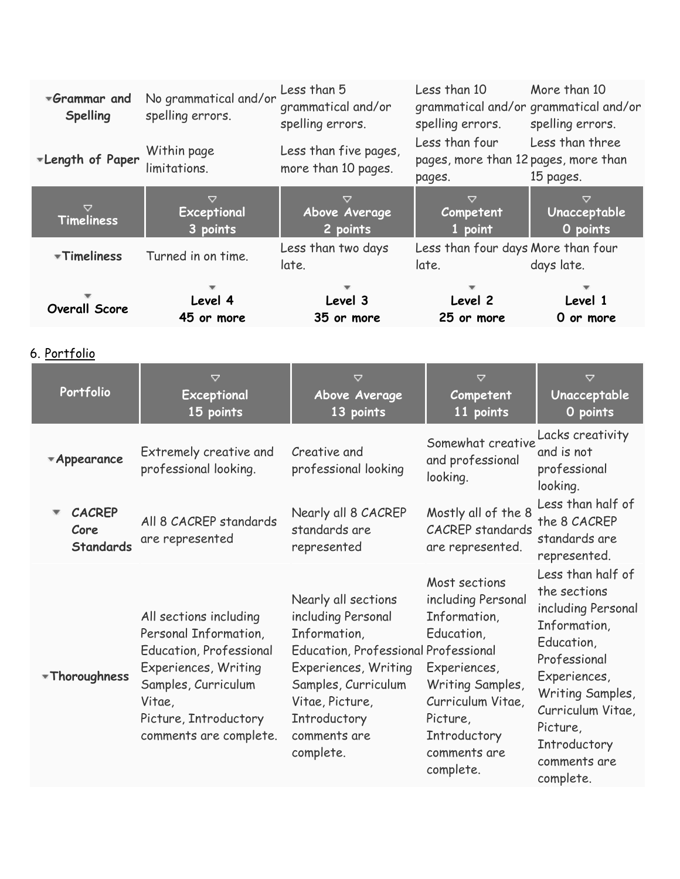| Grammar and Spelling | No grammatical and/or spelling errors. | Less than 5 grammatical and/or spelling errors. | Less than 10 grammatical and/or spelling errors. | More than 10 grammatical and/or spelling errors. |
|---|---|---|---|---|
| Length of Paper | Within page limitations. | Less than five pages, more than 10 pages. | Less than four pages, more than 12 pages. | Less than three pages, more than 15 pages. |
| **Timeliness** | **Exceptional 3 points** | **Above Average 2 points** | **Competent 1 point** | **Unacceptable 0 points** |
| Timeliness | Turned in on time. | Less than two days late. | Less than four days late. | More than four days late. |
| **Overall Score** | **Level 4 45 or more** | **Level 3 35 or more** | **Level 2 25 or more** | **Level 1 0 or more** |

6. Portfolio

| Portfolio | Exceptional 15 points | Above Average 13 points | Competent 11 points | Unacceptable 0 points |
|---|---|---|---|---|
| Appearance | Extremely creative and professional looking. | Creative and professional looking | Somewhat creative and professional looking. | Lacks creativity and is not professional looking. |
| CACREP Core Standards | All 8 CACREP standards are represented | Nearly all 8 CACREP standards are represented | Mostly all of the 8 CACREP standards are represented. | Less than half of the 8 CACREP standards are represented. |
| Thoroughness | All sections including Personal Information, Education, Professional Experiences, Writing Samples, Curriculum Vitae, Picture, Introductory comments are complete. | Nearly all sections including Personal Information, Education, Professional Experiences, Writing Samples, Curriculum Vitae, Picture, Introductory comments are complete. | Most sections including Personal Information, Education, Professional Experiences, Writing Samples, Curriculum Vitae, Picture, Introductory comments are complete. | Less than half of the sections including Personal Information, Education, Professional Experiences, Writing Samples, Curriculum Vitae, Picture, Introductory comments are complete. |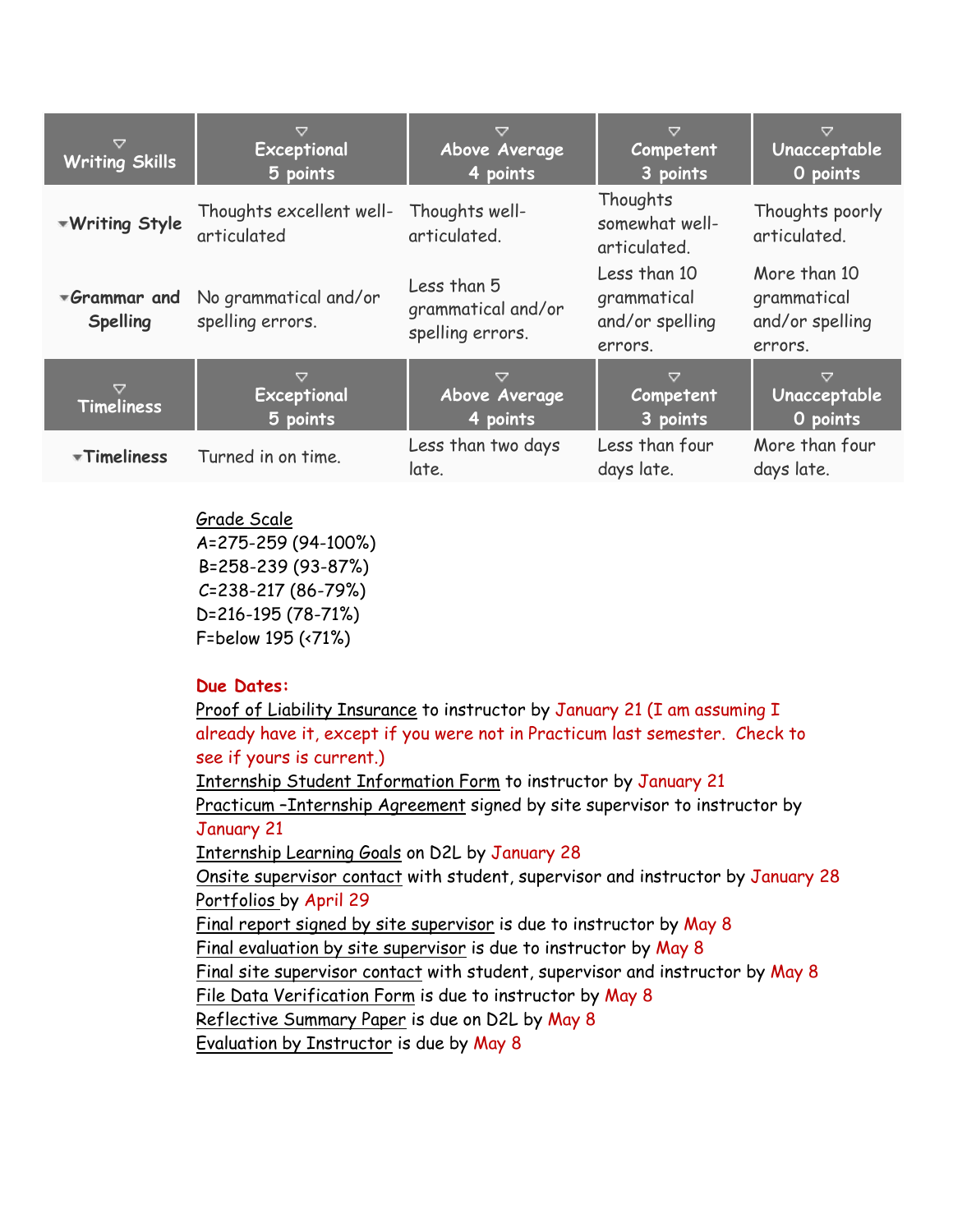| Writing Skills | Exceptional 5 points | Above Average 4 points | Competent 3 points | Unacceptable 0 points |
|---|---|---|---|---|
| **Writing Style** | Thoughts excellent well-articulated | Thoughts well-articulated. | Thoughts somewhat well-articulated. | Thoughts poorly articulated. |
| **Grammar and Spelling** | No grammatical and/or spelling errors. | Less than 5 grammatical and/or spelling errors. | Less than 10 grammatical and/or spelling errors. | More than 10 grammatical and/or spelling errors. |
| **Timeliness** | **Exceptional 5 points** | **Above Average 4 points** | **Competent 3 points** | **Unacceptable 0 points** |
| **Timeliness** | Turned in on time. | Less than two days late. | Less than four days late. | More than four days late. |

Grade Scale
A=275-259 (94-100%)
B=258-239 (93-87%)
C=238-217 (86-79%)
D=216-195 (78-71%)
F=below 195 (<71%)

**Due Dates:**

Proof of Liability Insurance to instructor by January 21 (I am assuming I already have it, except if you were not in Practicum last semester. Check to see if yours is current.)
Internship Student Information Form to instructor by January 21
Practicum –Internship Agreement signed by site supervisor to instructor by January 21
Internship Learning Goals on D2L by January 28
Onsite supervisor contact with student, supervisor and instructor by January 28
Portfolios by April 29
Final report signed by site supervisor is due to instructor by May 8
Final evaluation by site supervisor is due to instructor by May 8
Final site supervisor contact with student, supervisor and instructor by May 8
File Data Verification Form is due to instructor by May 8
Reflective Summary Paper is due on D2L by May 8
Evaluation by Instructor is due by May 8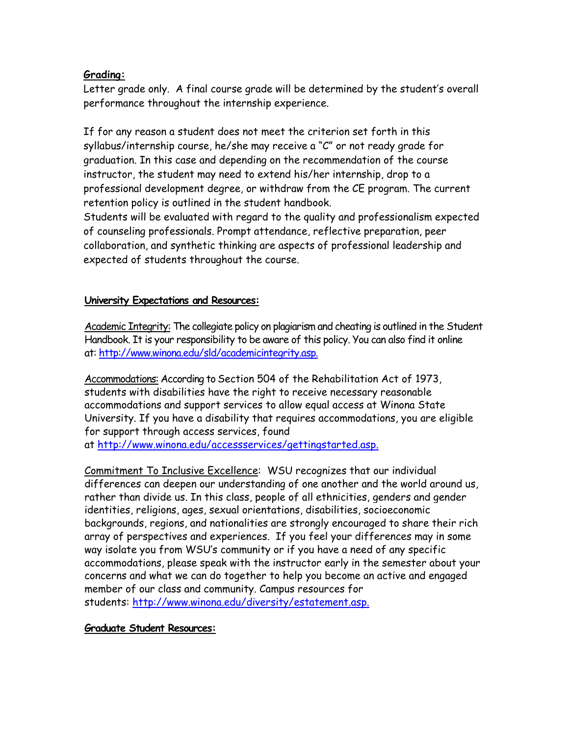**Grading:**

Letter grade only. A final course grade will be determined by the student's overall performance throughout the internship experience.

If for any reason a student does not meet the criterion set forth in this syllabus/internship course, he/she may receive a "C" or not ready grade for graduation. In this case and depending on the recommendation of the course instructor, the student may need to extend his/her internship, drop to a professional development degree, or withdraw from the CE program. The current retention policy is outlined in the student handbook.

Students will be evaluated with regard to the quality and professionalism expected of counseling professionals. Prompt attendance, reflective preparation, peer collaboration, and synthetic thinking are aspects of professional leadership and expected of students throughout the course.

**University Expectations and Resources:**

Academic Integrity: The collegiate policy on plagiarism and cheating is outlined in the Student Handbook. It is your responsibility to be aware of this policy. You can also find it online at: http://www.winona.edu/sld/academicintegrity.asp.

Accommodations: According to Section 504 of the Rehabilitation Act of 1973, students with disabilities have the right to receive necessary reasonable accommodations and support services to allow equal access at Winona State University. If you have a disability that requires accommodations, you are eligible for support through access services, found at http://www.winona.edu/accessservices/gettingstarted.asp.

Commitment To Inclusive Excellence: WSU recognizes that our individual differences can deepen our understanding of one another and the world around us, rather than divide us. In this class, people of all ethnicities, genders and gender identities, religions, ages, sexual orientations, disabilities, socioeconomic backgrounds, regions, and nationalities are strongly encouraged to share their rich array of perspectives and experiences. If you feel your differences may in some way isolate you from WSU's community or if you have a need of any specific accommodations, please speak with the instructor early in the semester about your concerns and what we can do together to help you become an active and engaged member of our class and community. Campus resources for students: http://www.winona.edu/diversity/estatement.asp.

**Graduate Student Resources:**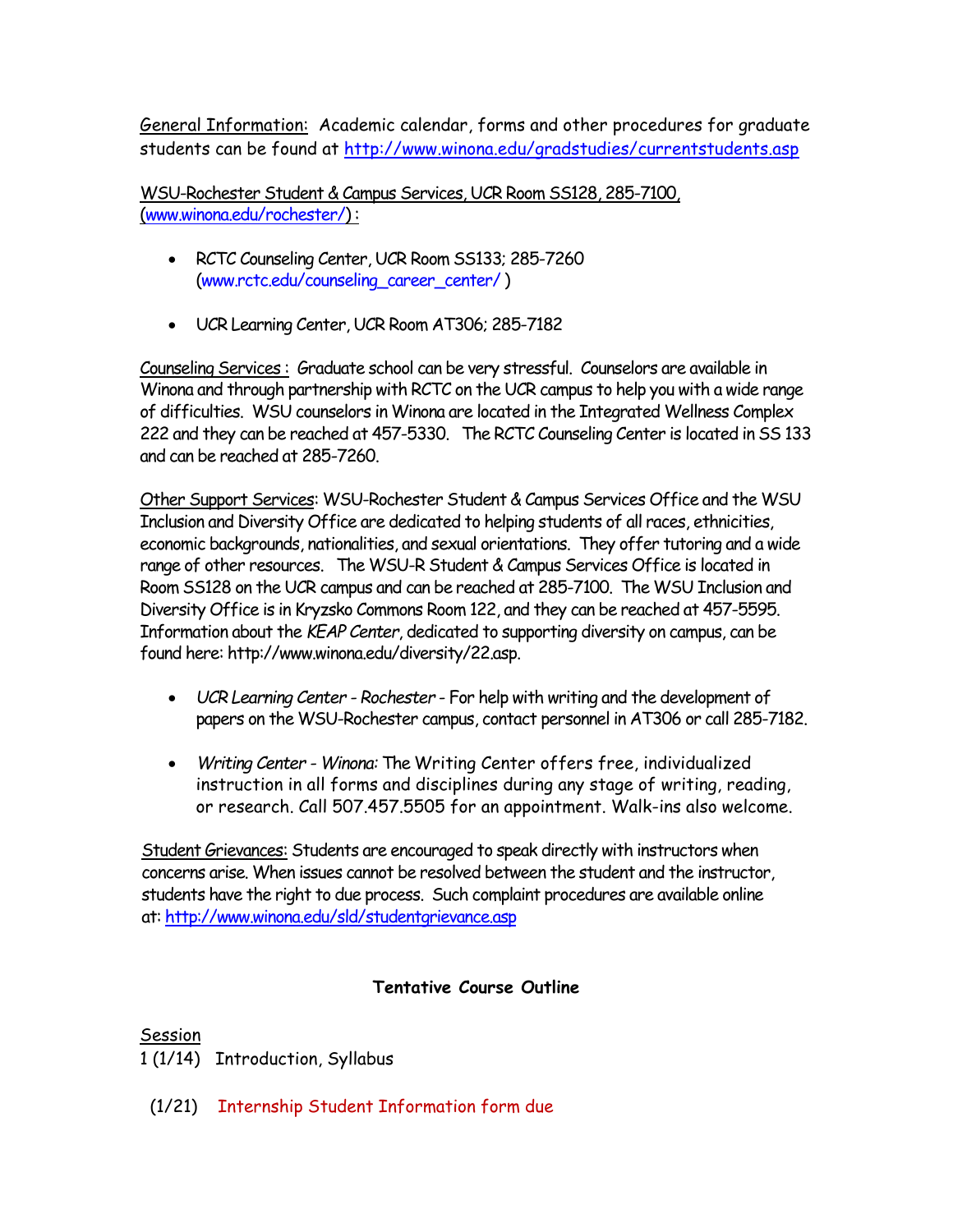General Information: Academic calendar, forms and other procedures for graduate students can be found at http://www.winona.edu/gradstudies/currentstudents.asp

WSU-Rochester Student & Campus Services, UCR Room SS128, 285-7100, (www.winona.edu/rochester/) :

- RCTC Counseling Center, UCR Room SS133; 285-7260 (www.rctc.edu/counseling_career_center/ )
- UCR Learning Center, UCR Room AT306; 285-7182

Counseling Services : Graduate school can be very stressful. Counselors are available in Winona and through partnership with RCTC on the UCR campus to help you with a wide range of difficulties. WSU counselors in Winona are located in the Integrated Wellness Complex 222 and they can be reached at 457-5330. The RCTC Counseling Center is located in SS 133 and can be reached at 285-7260.

Other Support Services: WSU-Rochester Student & Campus Services Office and the WSU Inclusion and Diversity Office are dedicated to helping students of all races, ethnicities, economic backgrounds, nationalities, and sexual orientations. They offer tutoring and a wide range of other resources. The WSU-R Student & Campus Services Office is located in Room SS128 on the UCR campus and can be reached at 285-7100. The WSU Inclusion and Diversity Office is in Kryzsko Commons Room 122, and they can be reached at 457-5595. Information about the *KEAP Center*, dedicated to supporting diversity on campus, can be found here: http://www.winona.edu/diversity/22.asp.

- *UCR Learning Center - Rochester* - For help with writing and the development of papers on the WSU-Rochester campus, contact personnel in AT306 or call 285-7182.
- *Writing Center - Winona:* The Writing Center offers free, individualized instruction in all forms and disciplines during any stage of writing, reading, or research. Call 507.457.5505 for an appointment. Walk-ins also welcome.

Student Grievances: Students are encouraged to speak directly with instructors when concerns arise. When issues cannot be resolved between the student and the instructor, students have the right to due process. Such complaint procedures are available online at: http://www.winona.edu/sld/studentgrievance.asp

**Tentative Course Outline**

Session

1 (1/14) Introduction, Syllabus

(1/21) Internship Student Information form due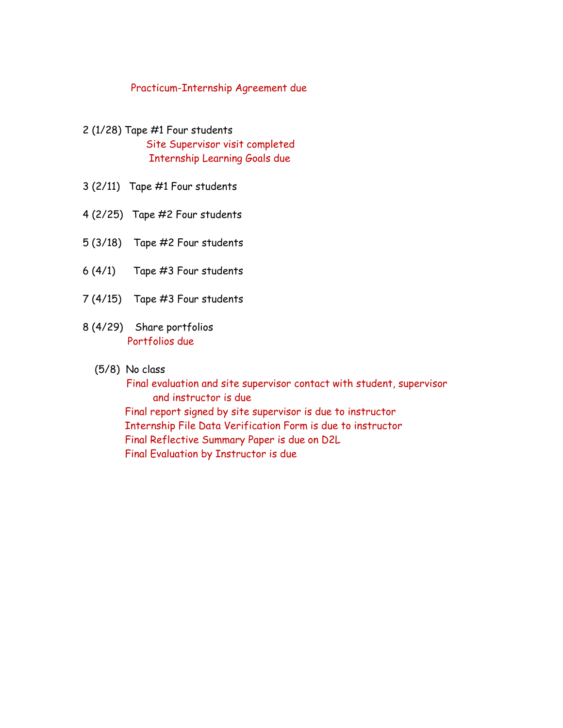Practicum-Internship Agreement due

2 (1/28) Tape #1 Four students
Site Supervisor visit completed
Internship Learning Goals due

3 (2/11) Tape #1 Four students

4 (2/25) Tape #2 Four students

5 (3/18) Tape #2 Four students

6 (4/1) Tape #3 Four students

7 (4/15) Tape #3 Four students

8 (4/29) Share portfolios
Portfolios due

(5/8) No class
Final evaluation and site supervisor contact with student, supervisor and instructor is due
Final report signed by site supervisor is due to instructor
Internship File Data Verification Form is due to instructor
Final Reflective Summary Paper is due on D2L
Final Evaluation by Instructor is due